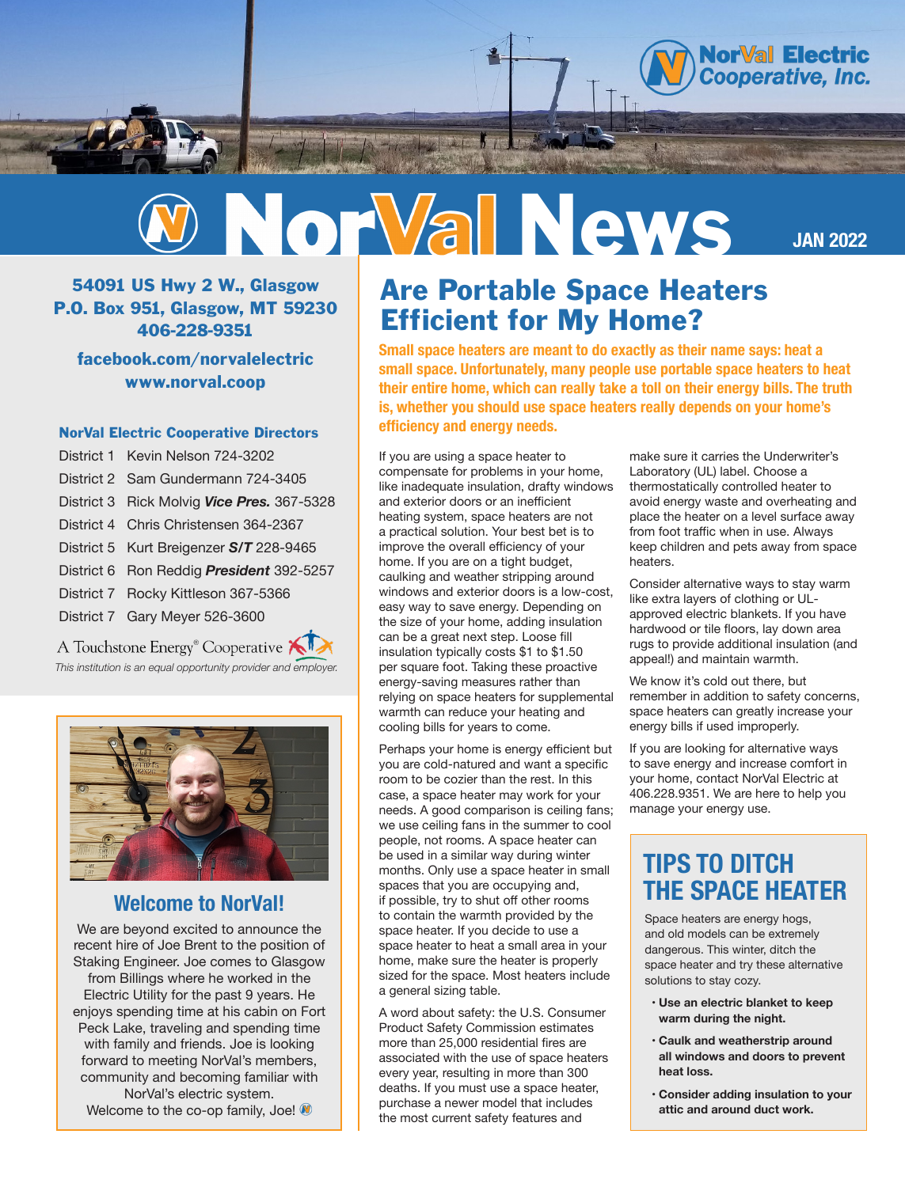NorVal Electric Cooperative, Inc.

# NorVal News

**JAN 2022**

**54091 US Hwy 2 W., Glasgow**
**P.O. Box 951, Glasgow, MT 59230**
**406-228-9351**

**facebook.com/norvalelectric**
**www.norval.coop**

### NorVal Electric Cooperative Directors

| | |
|---|---|
| District 1 | Kevin Nelson 724-3202 |
| District 2 | Sam Gundermann 724-3405 |
| District 3 | Rick Molvig ***Vice Pres.*** 367-5328 |
| District 4 | Chris Christensen 364-2367 |
| District 5 | Kurt Breigenzer ***S/T*** 228-9465 |
| District 6 | Ron Reddig ***President*** 392-5257 |
| District 7 | Rocky Kittleson 367-5366 |
| District 7 | Gary Meyer 526-3600 |

A Touchstone Energy® Cooperative

*This institution is an equal opportunity provider and employer.*

## Welcome to NorVal!

We are beyond excited to announce the recent hire of Joe Brent to the position of Staking Engineer. Joe comes to Glasgow from Billings where he worked in the Electric Utility for the past 9 years. He enjoys spending time at his cabin on Fort Peck Lake, traveling and spending time with family and friends. Joe is looking forward to meeting NorVal's members, community and becoming familiar with NorVal's electric system.
Welcome to the co-op family, Joe!

## Are Portable Space Heaters Efficient for My Home?

**Small space heaters are meant to do exactly as their name says: heat a small space. Unfortunately, many people use portable space heaters to heat their entire home, which can really take a toll on their energy bills. The truth is, whether you should use space heaters really depends on your home's efficiency and energy needs.**

If you are using a space heater to compensate for problems in your home, like inadequate insulation, drafty windows and exterior doors or an inefficient heating system, space heaters are not a practical solution. Your best bet is to improve the overall efficiency of your home. If you are on a tight budget, caulking and weather stripping around windows and exterior doors is a low-cost, easy way to save energy. Depending on the size of your home, adding insulation can be a great next step. Loose fill insulation typically costs $1 to $1.50 per square foot. Taking these proactive energy-saving measures rather than relying on space heaters for supplemental warmth can reduce your heating and cooling bills for years to come.

Perhaps your home is energy efficient but you are cold-natured and want a specific room to be cozier than the rest. In this case, a space heater may work for your needs. A good comparison is ceiling fans; we use ceiling fans in the summer to cool people, not rooms. A space heater can be used in a similar way during winter months. Only use a space heater in small spaces that you are occupying and, if possible, try to shut off other rooms to contain the warmth provided by the space heater. If you decide to use a space heater to heat a small area in your home, make sure the heater is properly sized for the space. Most heaters include a general sizing table.

A word about safety: the U.S. Consumer Product Safety Commission estimates more than 25,000 residential fires are associated with the use of space heaters every year, resulting in more than 300 deaths. If you must use a space heater, purchase a newer model that includes the most current safety features and make sure it carries the Underwriter's Laboratory (UL) label. Choose a thermostatically controlled heater to avoid energy waste and overheating and place the heater on a level surface away from foot traffic when in use. Always keep children and pets away from space heaters.

Consider alternative ways to stay warm like extra layers of clothing or UL-approved electric blankets. If you have hardwood or tile floors, lay down area rugs to provide additional insulation (and appeal!) and maintain warmth.

We know it's cold out there, but remember in addition to safety concerns, space heaters can greatly increase your energy bills if used improperly.

If you are looking for alternative ways to save energy and increase comfort in your home, contact NorVal Electric at 406.228.9351. We are here to help you manage your energy use.

### TIPS TO DITCH THE SPACE HEATER

Space heaters are energy hogs, and old models can be extremely dangerous. This winter, ditch the space heater and try these alternative solutions to stay cozy.

- **Use an electric blanket to keep warm during the night.**
- **Caulk and weatherstrip around all windows and doors to prevent heat loss.**
- **Consider adding insulation to your attic and around duct work.**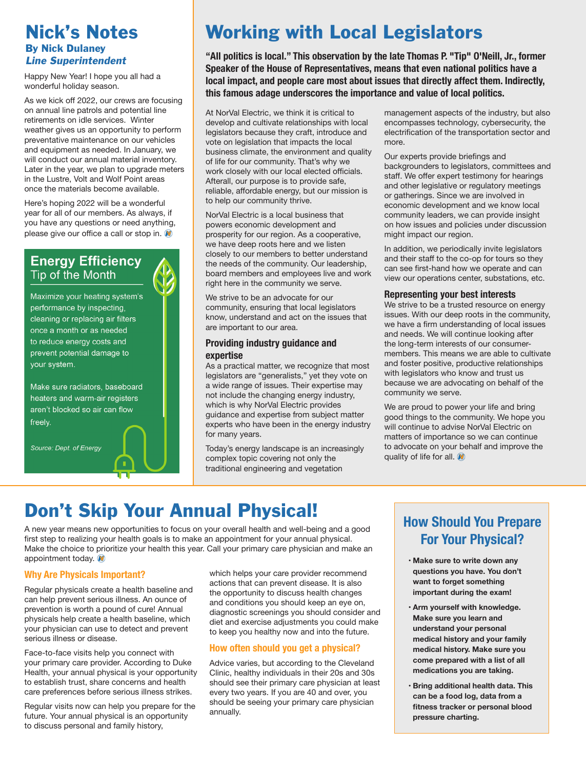# Nick's Notes

**By Nick Dulaney**
***Line Superintendent***

Happy New Year! I hope you all had a wonderful holiday season.

As we kick off 2022, our crews are focusing on annual line patrols and potential line retirements on idle services. Winter weather gives us an opportunity to perform preventative maintenance on our vehicles and equipment as needed. In January, we will conduct our annual material inventory. Later in the year, we plan to upgrade meters in the Lustre, Volt and Wolf Point areas once the materials become available.

Here's hoping 2022 will be a wonderful year for all of our members. As always, if you have any questions or need anything, please give our office a call or stop in.

## Energy Efficiency Tip of the Month

Maximize your heating system's performance by inspecting, cleaning or replacing air filters once a month or as needed to reduce energy costs and prevent potential damage to your system.

Make sure radiators, baseboard heaters and warm-air registers aren't blocked so air can flow freely.

*Source: Dept. of Energy*

# Working with Local Legislators

**"All politics is local." This observation by the late Thomas P. "Tip" O'Neill, Jr., former Speaker of the House of Representatives, means that even national politics have a local impact, and people care most about issues that directly affect them. Indirectly, this famous adage underscores the importance and value of local politics.**

At NorVal Electric, we think it is critical to develop and cultivate relationships with local legislators because they craft, introduce and vote on legislation that impacts the local business climate, the environment and quality of life for our community. That's why we work closely with our local elected officials. Afterall, our purpose is to provide safe, reliable, affordable energy, but our mission is to help our community thrive.

NorVal Electric is a local business that powers economic development and prosperity for our region. As a cooperative, we have deep roots here and we listen closely to our members to better understand the needs of the community. Our leadership, board members and employees live and work right here in the community we serve.

We strive to be an advocate for our community, ensuring that local legislators know, understand and act on the issues that are important to our area.

### Providing industry guidance and expertise

As a practical matter, we recognize that most legislators are "generalists," yet they vote on a wide range of issues. Their expertise may not include the changing energy industry, which is why NorVal Electric provides guidance and expertise from subject matter experts who have been in the energy industry for many years.

Today's energy landscape is an increasingly complex topic covering not only the traditional engineering and vegetation management aspects of the industry, but also encompasses technology, cybersecurity, the electrification of the transportation sector and more.

Our experts provide briefings and backgrounders to legislators, committees and staff. We offer expert testimony for hearings and other legislative or regulatory meetings or gatherings. Since we are involved in economic development and we know local community leaders, we can provide insight on how issues and policies under discussion might impact our region.

In addition, we periodically invite legislators and their staff to the co-op for tours so they can see first-hand how we operate and can view our operations center, substations, etc.

### Representing your best interests

We strive to be a trusted resource on energy issues. With our deep roots in the community, we have a firm understanding of local issues and needs. We will continue looking after the long-term interests of our consumer-members. This means we are able to cultivate and foster positive, productive relationships with legislators who know and trust us because we are advocating on behalf of the community we serve.

We are proud to power your life and bring good things to the community. We hope you will continue to advise NorVal Electric on matters of importance so we can continue to advocate on your behalf and improve the quality of life for all.

# Don't Skip Your Annual Physical!

A new year means new opportunities to focus on your overall health and well-being and a good first step to realizing your health goals is to make an appointment for your annual physical. Make the choice to prioritize your health this year. Call your primary care physician and make an appointment today.

### Why Are Physicals Important?

Regular physicals create a health baseline and can help prevent serious illness. An ounce of prevention is worth a pound of cure! Annual physicals help create a health baseline, which your physician can use to detect and prevent serious illness or disease.

Face-to-face visits help you connect with your primary care provider. According to Duke Health, your annual physical is your opportunity to establish trust, share concerns and health care preferences before serious illness strikes.

Regular visits now can help you prepare for the future. Your annual physical is an opportunity to discuss personal and family history, which helps your care provider recommend actions that can prevent disease. It is also the opportunity to discuss health changes and conditions you should keep an eye on, diagnostic screenings you should consider and diet and exercise adjustments you could make to keep you healthy now and into the future.

### How often should you get a physical?

Advice varies, but according to the Cleveland Clinic, healthy individuals in their 20s and 30s should see their primary care physician at least every two years. If you are 40 and over, you should be seeing your primary care physician annually.

## How Should You Prepare For Your Physical?

- **Make sure to write down any questions you have. You don't want to forget something important during the exam!**
- **Arm yourself with knowledge. Make sure you learn and understand your personal medical history and your family medical history. Make sure you come prepared with a list of all medications you are taking.**
- **Bring additional health data. This can be a food log, data from a fitness tracker or personal blood pressure charting.**